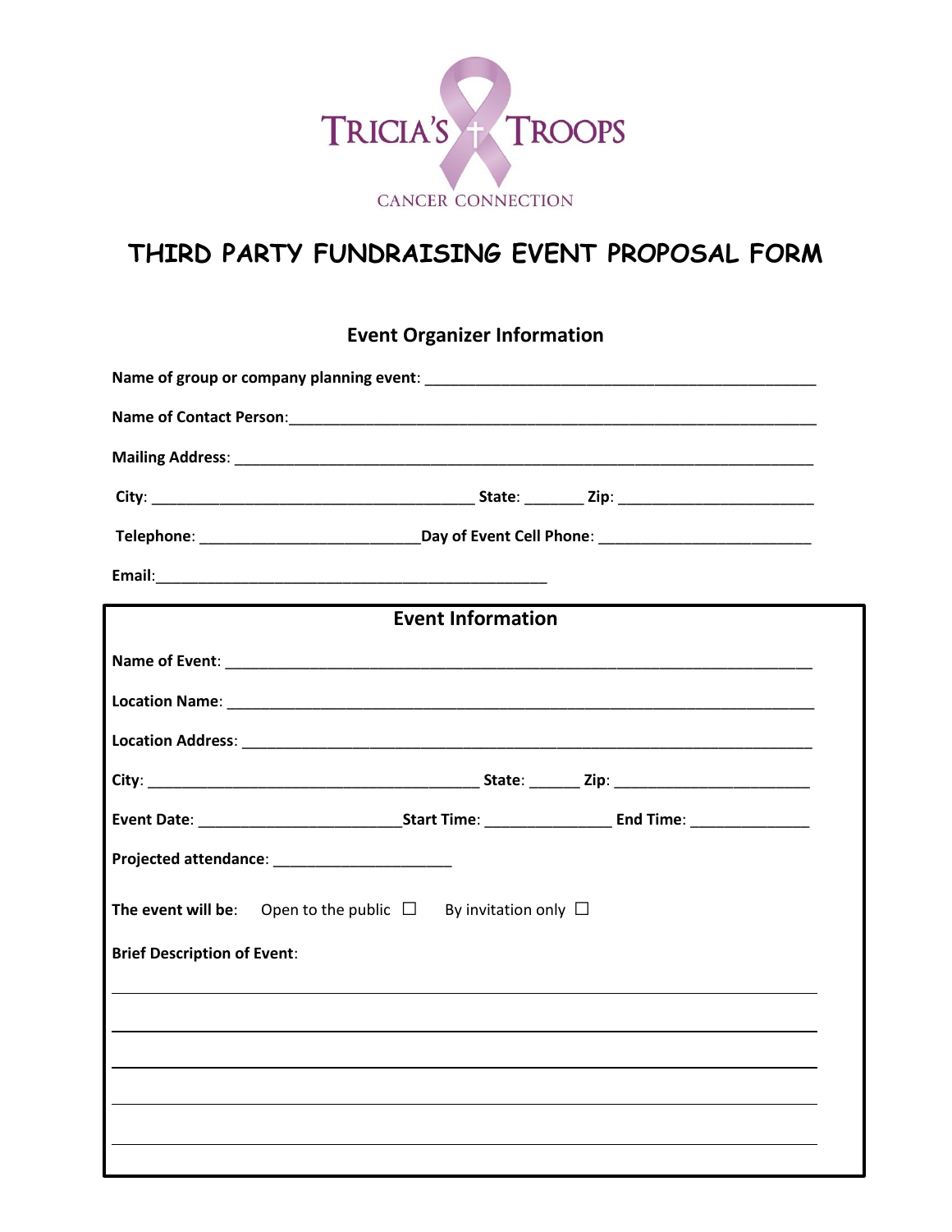TRICIA'S TROOPS

CANCER CONNECTION

# THIRD PARTY FUNDRAISING EVENT PROPOSAL FORM

## Event Organizer Information

**Name of group or company planning event**: ______________________________________________

**Name of Contact Person**:______________________________________________________________

**Mailing Address**: ____________________________________________________________________

**City**: ______________________________________ **State**: _______ **Zip**: _______________________

**Telephone**: __________________________**Day of Event Cell Phone**: _________________________

**Email**:_______________________________________________

## Event Information

**Name of Event**: ______________________________________________________________________

**Location Name**: ______________________________________________________________________

**Location Address**: ____________________________________________________________________

**City**: ________________________________________ **State**: ______ **Zip**: _______________________

**Event Date**: ________________________**Start Time**: _______________ **End Time**: ______________

**Projected attendance**: _____________________

**The event will be**: Open to the public ☐ By invitation only ☐

**Brief Description of Event**:

_____________________________________________________________________________________

_____________________________________________________________________________________

_____________________________________________________________________________________

_____________________________________________________________________________________

_____________________________________________________________________________________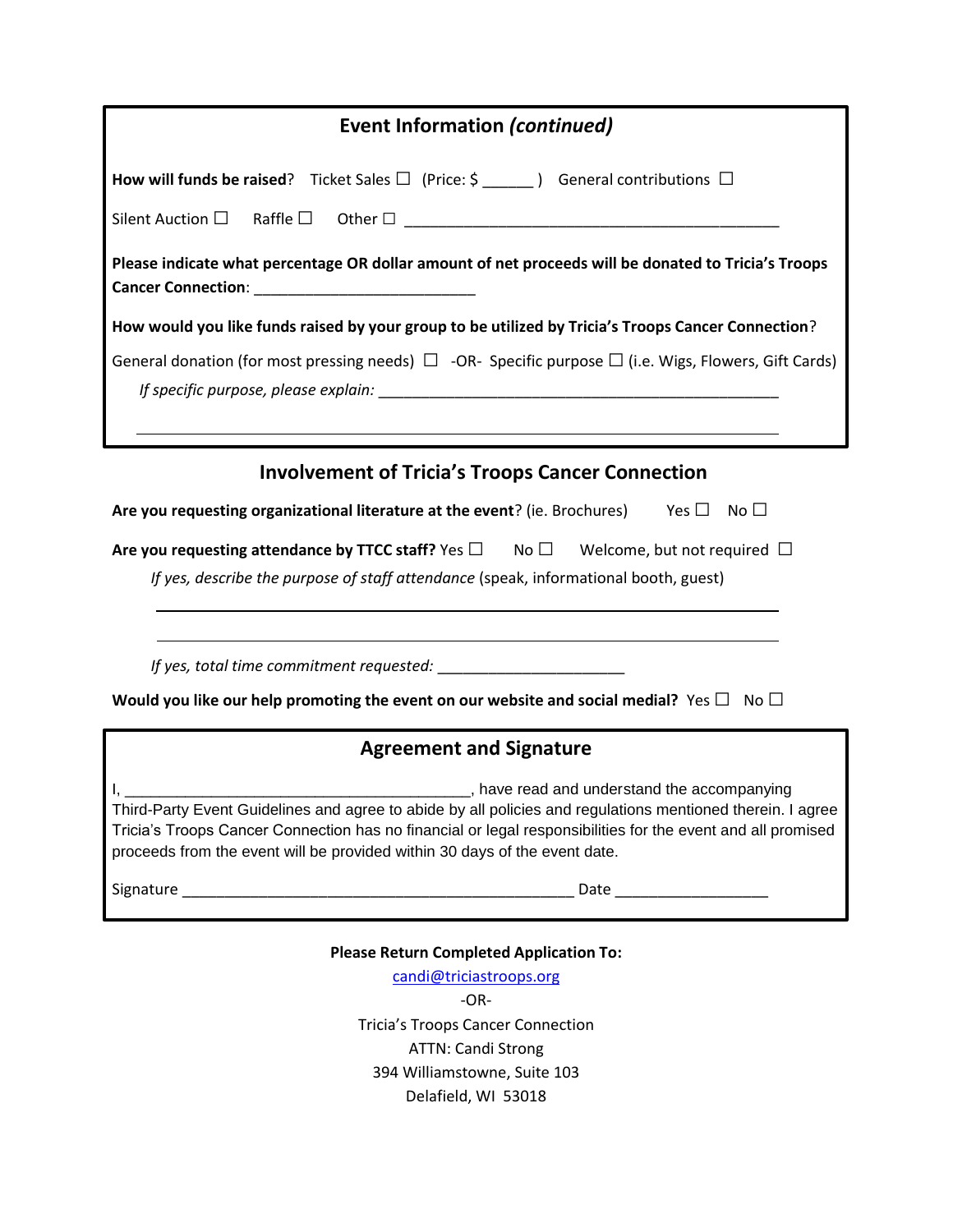## Event Information *(continued)*

**How will funds be raised**? Ticket Sales ☐ (Price: $ ______ ) General contributions ☐

Silent Auction ☐ Raffle ☐ Other ☐ ____________________________________________

**Please indicate what percentage OR dollar amount of net proceeds will be donated to Tricia's Troops Cancer Connection**: _________________________

**How would you like funds raised by your group to be utilized by Tricia's Troops Cancer Connection**?

General donation (for most pressing needs) ☐ -OR- Specific purpose ☐ (i.e. Wigs, Flowers, Gift Cards)

*If specific purpose, please explain:* ______________________________________________

______________________________________________________________________

## Involvement of Tricia's Troops Cancer Connection

**Are you requesting organizational literature at the event**? (ie. Brochures) Yes ☐ No ☐

**Are you requesting attendance by TTCC staff?** Yes ☐ No ☐ Welcome, but not required ☐

*If yes, describe the purpose of staff attendance* (speak, informational booth, guest)

______________________________________________________________________

______________________________________________________________________

*If yes, total time commitment requested:* _____________________

**Would you like our help promoting the event on our website and social medial?** Yes ☐ No ☐

## Agreement and Signature

I, ________________________________________, have read and understand the accompanying Third-Party Event Guidelines and agree to abide by all policies and regulations mentioned therein. I agree Tricia's Troops Cancer Connection has no financial or legal responsibilities for the event and all promised proceeds from the event will be provided within 30 days of the event date.

Signature ______________________________________________ Date _________________

**Please Return Completed Application To:**

candi@triciastroops.org

-OR-

Tricia's Troops Cancer Connection

ATTN: Candi Strong

394 Williamstowne, Suite 103

Delafield, WI 53018